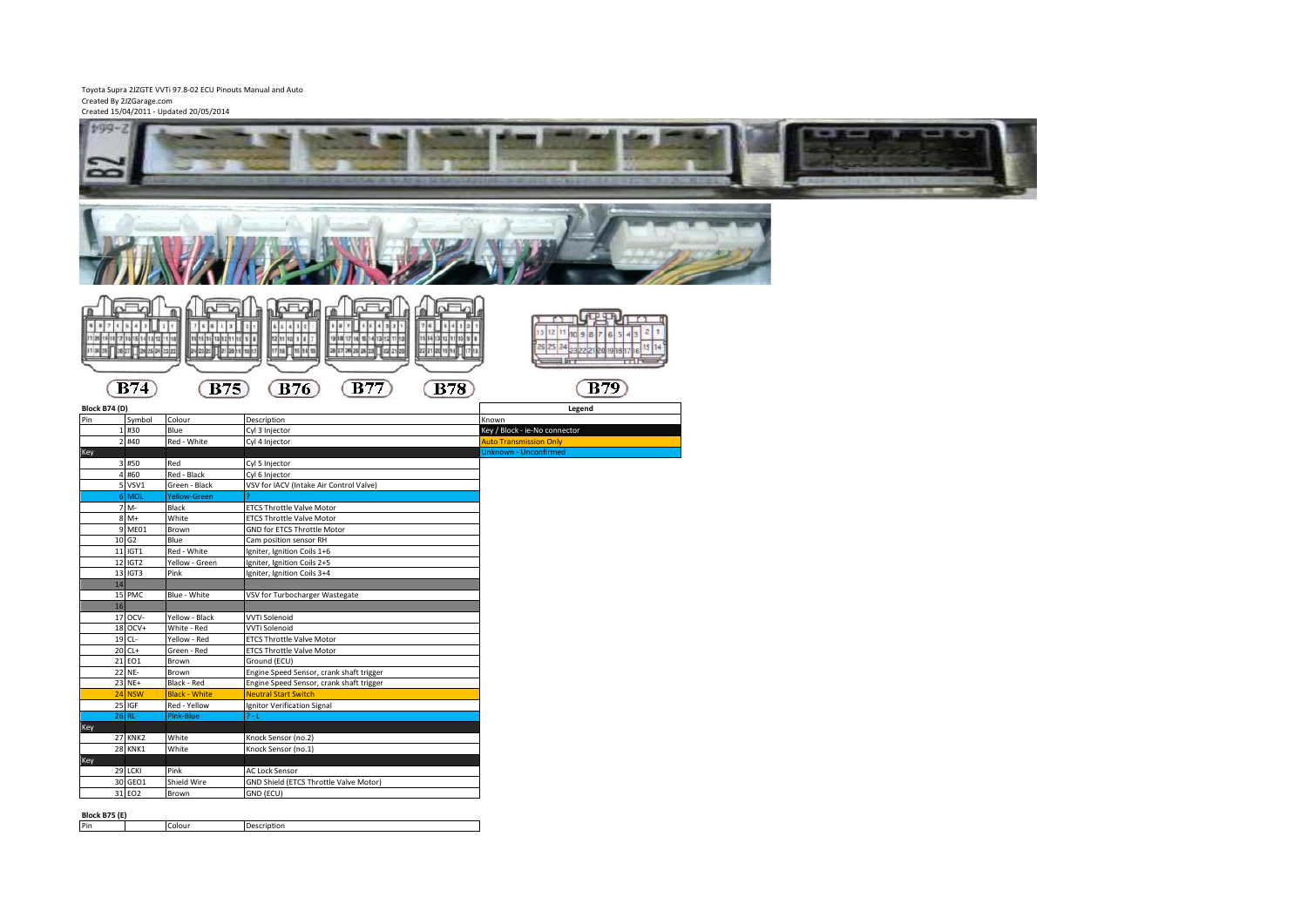Toyota Supra 2JZGTE VVTi 97.8-02 ECU Pinouts Manual and Auto
Created By 2JZGarage.com
Created 15/04/2011 - Updated 20/05/2014

B74 B75 B76 B77 B78 B79

**Block B74 (D)**

| Pin | Symbol | Colour | Description |
|---|---|---|---|
| 1 | #30 | Blue | Cyl 3 Injector |
| 2 | #40 | Red - White | Cyl 4 Injector |
| Key | | | |
| 3 | #50 | Red | Cyl 5 Injector |
| 4 | #60 | Red - Black | Cyl 6 Injector |
| 5 | VSV1 | Green - Black | VSV for IACV (Intake Air Control Valve) |
| 6 | MOL | Yellow-Green | ? |
| 7 | M- | Black | ETCS Throttle Valve Motor |
| 8 | M+ | White | ETCS Throttle Valve Motor |
| 9 | ME01 | Brown | GND for ETCS Throttle Motor |
| 10 | G2 | Blue | Cam position sensor RH |
| 11 | IGT1 | Red - White | Igniter, Ignition Coils 1+6 |
| 12 | IGT2 | Yellow - Green | Igniter, Ignition Coils 2+5 |
| 13 | IGT3 | Pink | Igniter, Ignition Coils 3+4 |
| 14 | | | |
| 15 | PMC | Blue - White | VSV for Turbocharger Wastegate |
| 16 | | | |
| 17 | OCV- | Yellow - Black | VVTi Solenoid |
| 18 | OCV+ | White - Red | VVTi Solenoid |
| 19 | CL- | Yellow - Red | ETCS Throttle Valve Motor |
| 20 | CL+ | Green - Red | ETCS Throttle Valve Motor |
| 21 | EO1 | Brown | Ground (ECU) |
| 22 | NE- | Brown | Engine Speed Sensor, crank shaft trigger |
| 23 | NE+ | Black - Red | Engine Speed Sensor, crank shaft trigger |
| 24 | NSW | Black - White | Neutral Start Switch |
| 25 | IGF | Red - Yellow | Ignitor Verification Signal |
| 26 | RL | Pink-Blue | ? - L |
| Key | | | |
| 27 | KNK2 | White | Knock Sensor (no.2) |
| 28 | KNK1 | White | Knock Sensor (no.1) |
| Key | | | |
| 29 | LCKI | Pink | AC Lock Sensor |
| 30 | GEO1 | Shield Wire | GND Shield (ETCS Throttle Valve Motor) |
| 31 | EO2 | Brown | GND (ECU) |

| Legend |
|---|
| Known |
| Key / Block - ie-No connector |
| Auto Transmission Only |
| Unknown - Unconfirmed |

**Block B75 (E)**

| Pin | | Colour | Description |
|---|---|---|---|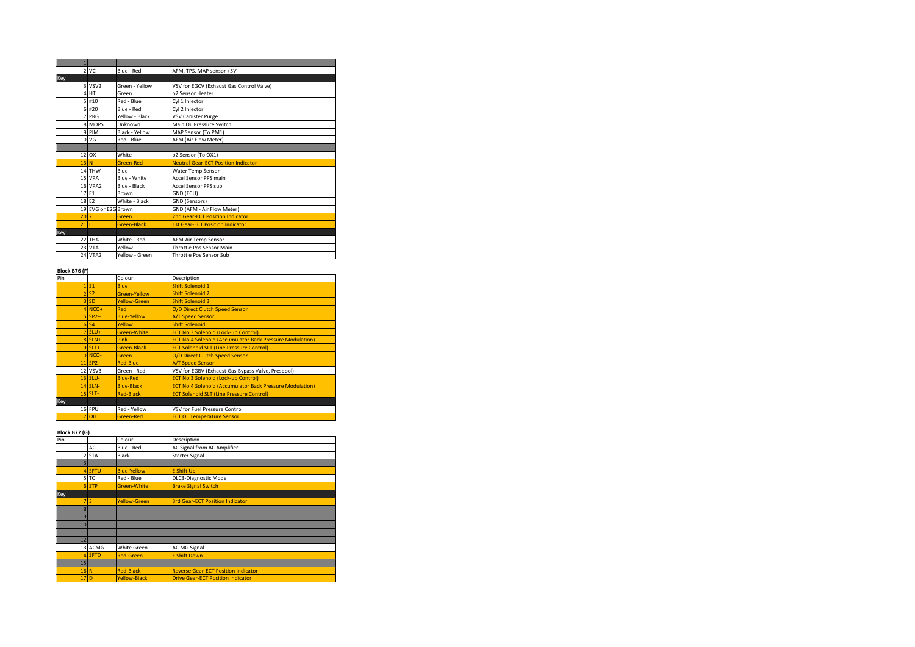| | | | |
|---|---|---|---|
| 1 | | | |
| 2 | VC | Blue - Red | AFM, TPS, MAP sensor +5V |
| Key | | | |
| 3 | VSV2 | Green - Yellow | VSV for EGCV (Exhaust Gas Control Valve) |
| 4 | HT | Green | o2 Sensor Heater |
| 5 | #10 | Red - Blue | Cyl 1 Injector |
| 6 | #20 | Blue - Red | Cyl 2 Injector |
| 7 | PRG | Yellow - Black | VSV Canister Purge |
| 8 | MOPS | Unknown | Main Oil Pressure Switch |
| 9 | PIM | Black - Yellow | MAP Sensor (To PM1) |
| 10 | VG | Red - Blue | AFM (Air Flow Meter) |
| 11 | | | |
| 12 | OX | White | o2 Sensor (To OX1) |
| 13 | N | Green-Red | Neutral Gear-ECT Position Indicator |
| 14 | THW | Blue | Water Temp Sensor |
| 15 | VPA | Blue - White | Accel Sensor PPS main |
| 16 | VPA2 | Blue - Black | Accel Sensor PPS sub |
| 17 | E1 | Brown | GND (ECU) |
| 18 | E2 | White - Black | GND (Sensors) |
| 19 | EVG or E2G | Brown | GND (AFM - Air Flow Meter) |
| 20 | 2 | Green | 2nd Gear-ECT Position Indicator |
| 21 | L | Green-Black | 1st Gear-ECT Position Indicator |
| Key | | | |
| 22 | THA | White - Red | AFM-Air Temp Sensor |
| 23 | VTA | Yellow | Throttle Pos Sensor Main |
| 24 | VTA2 | Yellow - Green | Throttle Pos Sensor Sub |

**Block B76 (F)**

| Pin | | Colour | Description |
|---|---|---|---|
| 1 | S1 | Blue | Shift Solenoid 1 |
| 2 | S2 | Green-Yellow | Shift Solenoid 2 |
| 3 | SD | Yellow-Green | Shift Solenoid 3 |
| 4 | NCO+ | Red | O/D Direct Clutch Speed Sensor |
| 5 | SP2+ | Blue-Yellow | A/T Speed Sensor |
| 6 | S4 | Yellow | Shift Solenoid |
| 7 | SLU+ | Green-White | ECT No.3 Solenoid (Lock-up Control) |
| 8 | SLN+ | Pink | ECT No.4 Solenoid (Accumulator Back Pressure Modulation) |
| 9 | SLT+ | Green-Black | ECT Solenoid SLT (Line Pressure Control) |
| 10 | NCO- | Green | O/D Direct Clutch Speed Sensor |
| 11 | SP2- | Red-Blue | A/T Speed Sensor |
| 12 | VSV3 | Green - Red | VSV for EGBV (Exhaust Gas Bypass Valve, Prespool) |
| 13 | SLU- | Blue-Red | ECT No.3 Solenoid (Lock-up Control) |
| 14 | SLN- | Blue-Black | ECT No.4 Solenoid (Accumulator Back Pressure Modulation) |
| 15 | SLT- | Red-Black | ECT Solenoid SLT (Line Pressure Control) |
| Key | | | |
| 16 | FPU | Red - Yellow | VSV for Fuel Pressure Control |
| 17 | OIL | Green-Red | ECT Oil Temperature Sensor |

**Block B77 (G)**

| Pin | | Colour | Description |
|---|---|---|---|
| 1 | AC | Blue - Red | AC Signal from AC Amplifier |
| 2 | STA | Black | Starter Signal |
| 3 | | | |
| 4 | SFTU | Blue-Yellow | E Shift Up |
| 5 | TC | Red - Blue | DLC3-Diagnostic Mode |
| 6 | STP | Green-White | Brake Signal Switch |
| Key | | | |
| 7 | 3 | Yellow-Green | 3rd Gear-ECT Position Indicator |
| 8 | | | |
| 9 | | | |
| 10 | | | |
| 11 | | | |
| 12 | | | |
| 13 | ACMG | White Green | AC MG Signal |
| 14 | SFTD | Red-Green | E Shift Down |
| 15 | | | |
| 16 | R | Red-Black | Reverse Gear-ECT Position Indicator |
| 17 | D | Yellow-Black | Drive Gear-ECT Position Indicator |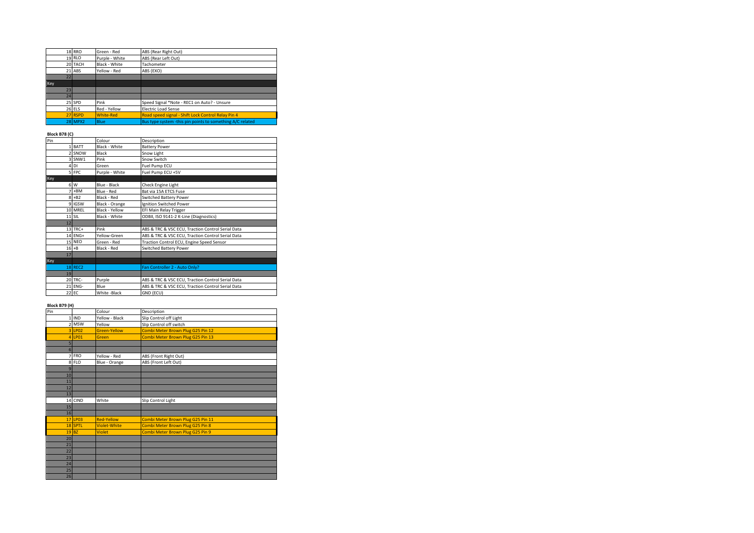| | | | |
|---|---|---|---|
| 18 | RRO | Green - Red | ABS (Rear Right Out) |
| 19 | RLO | Purple - White | ABS (Rear Left Out) |
| 20 | TACH | Black - White | Tachometer |
| 21 | ABS | Yellow - Red | ABS (EXO) |
| 22 | | | |
| Key | | | |
| 23 | | | |
| 24 | | | |
| 25 | SPD | Pink | Speed Signal *Note - REC1 on Auto? - Unsure |
| 26 | ELS | Red - Yellow | Electric Load Sense |
| 27 | RSPD | White-Red | Road speed signal - Shift Lock Control Relay Pin 4 |
| 28 | MPX2 | Blue | Bus type system -this pin points to something A/C related |

**Block B78 (C)**

| Pin | | Colour | Description |
|---|---|---|---|
| 1 | BATT | Black - White | Battery Power |
| 2 | SNOW | Black | Snow Light |
| 3 | SNW1 | Pink | Snow Switch |
| 4 | DI | Green | Fuel Pump ECU |
| 5 | FPC | Purple - White | Fuel Pump ECU +5V |
| Key | | | |
| 6 | W | Blue - Black | Check Engine Light |
| 7 | +BM | Blue - Red | Bat via 15A ETCS Fuse |
| 8 | +B2 | Black - Red | Switched Battery Power |
| 9 | IGSW | Black - Orange | Ignition Switched Power |
| 10 | MREL | Black - Yellow | EFI Main Relay Trigger |
| 11 | SIL | Black - White | ODBII, ISO 9141-2 K-Line (Diagnostics) |
| 12 | | | |
| 13 | TRC+ | Pink | ABS & TRC & VSC ECU, Traction Control Serial Data |
| 14 | ENG+ | Yellow-Green | ABS & TRC & VSC ECU, Traction Control Serial Data |
| 15 | NEO | Green - Red | Traction Control ECU, Engine Speed Sensor |
| 16 | +B | Black - Red | Switched Battery Power |
| 17 | | | |
| Key | | | |
| 18 | REC2 | | Fan Controller 2 - Auto Only? |
| 19 | | | |
| 20 | TRC- | Purple | ABS & TRC & VSC ECU, Traction Control Serial Data |
| 21 | ENG- | Blue | ABS & TRC & VSC ECU, Traction Control Serial Data |
| 22 | EC | White -Black | GND (ECU) |

**Block B79 (H)**

| Pin | | Colour | Description |
|---|---|---|---|
| 1 | IND | Yellow - Black | Slip Control off Light |
| 2 | MSW | Yellow | Slip Control off switch |
| 3 | LP02 | Green-Yellow | Combi Meter Brown Plug G25 Pin 12 |
| 4 | LP01 | Green | Combi Meter Brown Plug G25 Pin 13 |
| 5 | | | |
| 6 | | | |
| 7 | FRO | Yellow - Red | ABS (Front Right Out) |
| 8 | FLO | Blue - Orange | ABS (Front Left Out) |
| 9 | | | |
| 10 | | | |
| 11 | | | |
| 12 | | | |
| 13 | | | |
| 14 | CIND | White | Slip Control Light |
| 15 | | | |
| 16 | | | |
| 17 | LP03 | Red-Yellow | Combi Meter Brown Plug G25 Pin 11 |
| 18 | SPTL | Violet-White | Combi Meter Brown Plug G25 Pin 8 |
| 19 | BZ | Violet | Combi Meter Brown Plug G25 Pin 9 |
| 20 | | | |
| 21 | | | |
| 22 | | | |
| 23 | | | |
| 24 | | | |
| 25 | | | |
| 26 | | | |